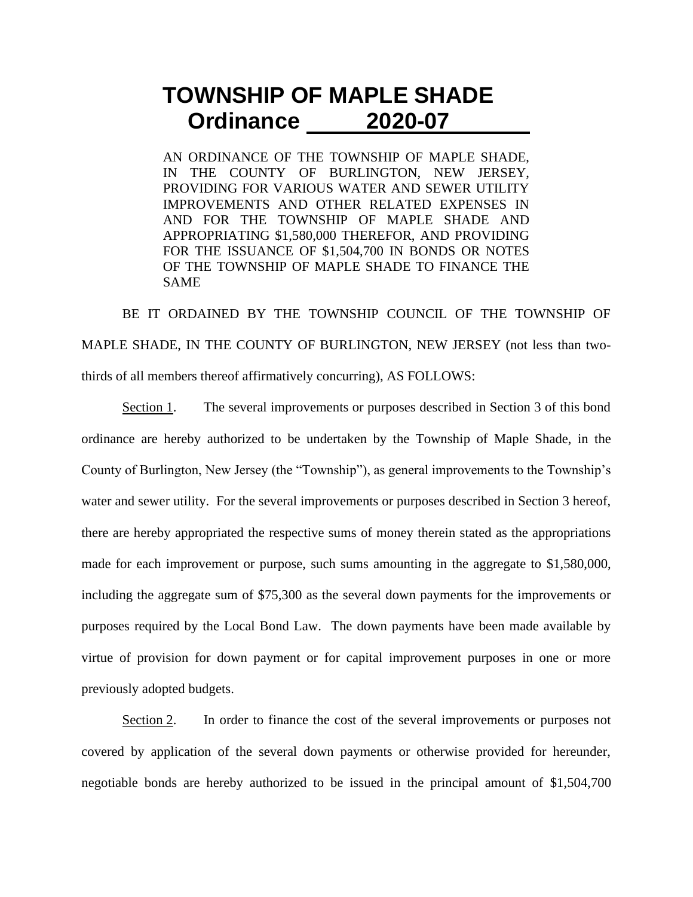# TOWNSHIP OF MAPLE SHADE
## Ordinance 2020-07

AN ORDINANCE OF THE TOWNSHIP OF MAPLE SHADE, IN THE COUNTY OF BURLINGTON, NEW JERSEY, PROVIDING FOR VARIOUS WATER AND SEWER UTILITY IMPROVEMENTS AND OTHER RELATED EXPENSES IN AND FOR THE TOWNSHIP OF MAPLE SHADE AND APPROPRIATING $1,580,000 THEREFOR, AND PROVIDING FOR THE ISSUANCE OF $1,504,700 IN BONDS OR NOTES OF THE TOWNSHIP OF MAPLE SHADE TO FINANCE THE SAME

BE IT ORDAINED BY THE TOWNSHIP COUNCIL OF THE TOWNSHIP OF MAPLE SHADE, IN THE COUNTY OF BURLINGTON, NEW JERSEY (not less than two-thirds of all members thereof affirmatively concurring), AS FOLLOWS:

Section 1. The several improvements or purposes described in Section 3 of this bond ordinance are hereby authorized to be undertaken by the Township of Maple Shade, in the County of Burlington, New Jersey (the "Township"), as general improvements to the Township's water and sewer utility. For the several improvements or purposes described in Section 3 hereof, there are hereby appropriated the respective sums of money therein stated as the appropriations made for each improvement or purpose, such sums amounting in the aggregate to $1,580,000, including the aggregate sum of $75,300 as the several down payments for the improvements or purposes required by the Local Bond Law. The down payments have been made available by virtue of provision for down payment or for capital improvement purposes in one or more previously adopted budgets.

Section 2. In order to finance the cost of the several improvements or purposes not covered by application of the several down payments or otherwise provided for hereunder, negotiable bonds are hereby authorized to be issued in the principal amount of $1,504,700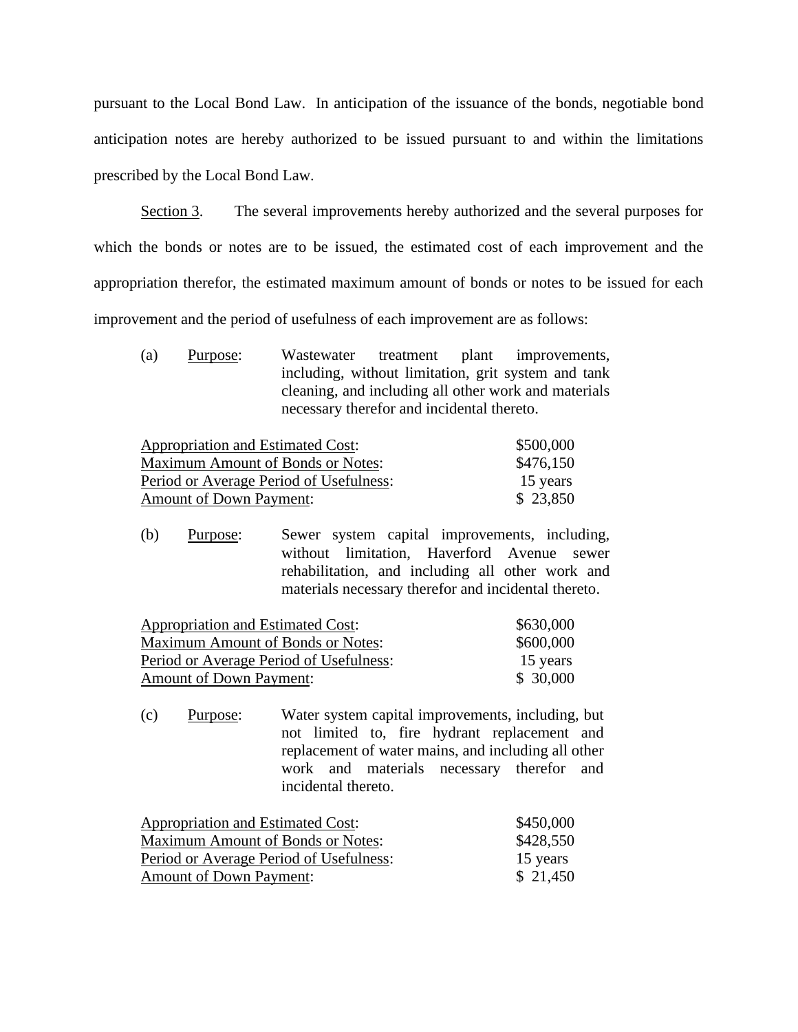pursuant to the Local Bond Law. In anticipation of the issuance of the bonds, negotiable bond anticipation notes are hereby authorized to be issued pursuant to and within the limitations prescribed by the Local Bond Law.

Section 3. The several improvements hereby authorized and the several purposes for which the bonds or notes are to be issued, the estimated cost of each improvement and the appropriation therefor, the estimated maximum amount of bonds or notes to be issued for each improvement and the period of usefulness of each improvement are as follows:

(a) Purpose: Wastewater treatment plant improvements, including, without limitation, grit system and tank cleaning, and including all other work and materials necessary therefor and incidental thereto.

| | |
|---|---|
| Appropriation and Estimated Cost: | $500,000 |
| Maximum Amount of Bonds or Notes: | $476,150 |
| Period or Average Period of Usefulness: | 15 years |
| Amount of Down Payment: | $ 23,850 |

(b) Purpose: Sewer system capital improvements, including, without limitation, Haverford Avenue sewer rehabilitation, and including all other work and materials necessary therefor and incidental thereto.

| | |
|---|---|
| Appropriation and Estimated Cost: | $630,000 |
| Maximum Amount of Bonds or Notes: | $600,000 |
| Period or Average Period of Usefulness: | 15 years |
| Amount of Down Payment: | $ 30,000 |

(c) Purpose: Water system capital improvements, including, but not limited to, fire hydrant replacement and replacement of water mains, and including all other work and materials necessary therefor and incidental thereto.

| | |
|---|---|
| Appropriation and Estimated Cost: | $450,000 |
| Maximum Amount of Bonds or Notes: | $428,550 |
| Period or Average Period of Usefulness: | 15 years |
| Amount of Down Payment: | $ 21,450 |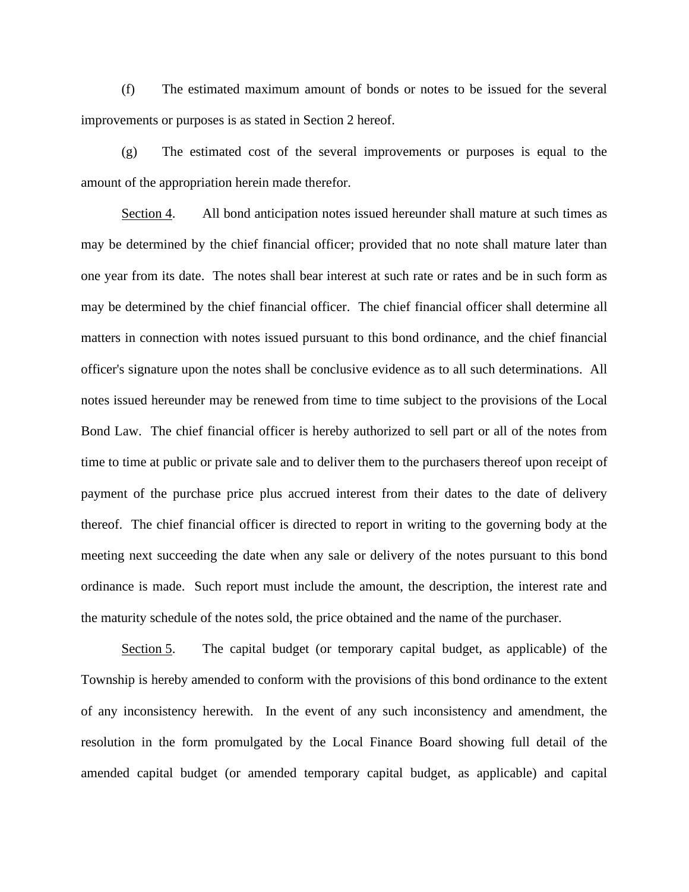(f) The estimated maximum amount of bonds or notes to be issued for the several improvements or purposes is as stated in Section 2 hereof.

(g) The estimated cost of the several improvements or purposes is equal to the amount of the appropriation herein made therefor.

Section 4. All bond anticipation notes issued hereunder shall mature at such times as may be determined by the chief financial officer; provided that no note shall mature later than one year from its date. The notes shall bear interest at such rate or rates and be in such form as may be determined by the chief financial officer. The chief financial officer shall determine all matters in connection with notes issued pursuant to this bond ordinance, and the chief financial officer's signature upon the notes shall be conclusive evidence as to all such determinations. All notes issued hereunder may be renewed from time to time subject to the provisions of the Local Bond Law. The chief financial officer is hereby authorized to sell part or all of the notes from time to time at public or private sale and to deliver them to the purchasers thereof upon receipt of payment of the purchase price plus accrued interest from their dates to the date of delivery thereof. The chief financial officer is directed to report in writing to the governing body at the meeting next succeeding the date when any sale or delivery of the notes pursuant to this bond ordinance is made. Such report must include the amount, the description, the interest rate and the maturity schedule of the notes sold, the price obtained and the name of the purchaser.

Section 5. The capital budget (or temporary capital budget, as applicable) of the Township is hereby amended to conform with the provisions of this bond ordinance to the extent of any inconsistency herewith. In the event of any such inconsistency and amendment, the resolution in the form promulgated by the Local Finance Board showing full detail of the amended capital budget (or amended temporary capital budget, as applicable) and capital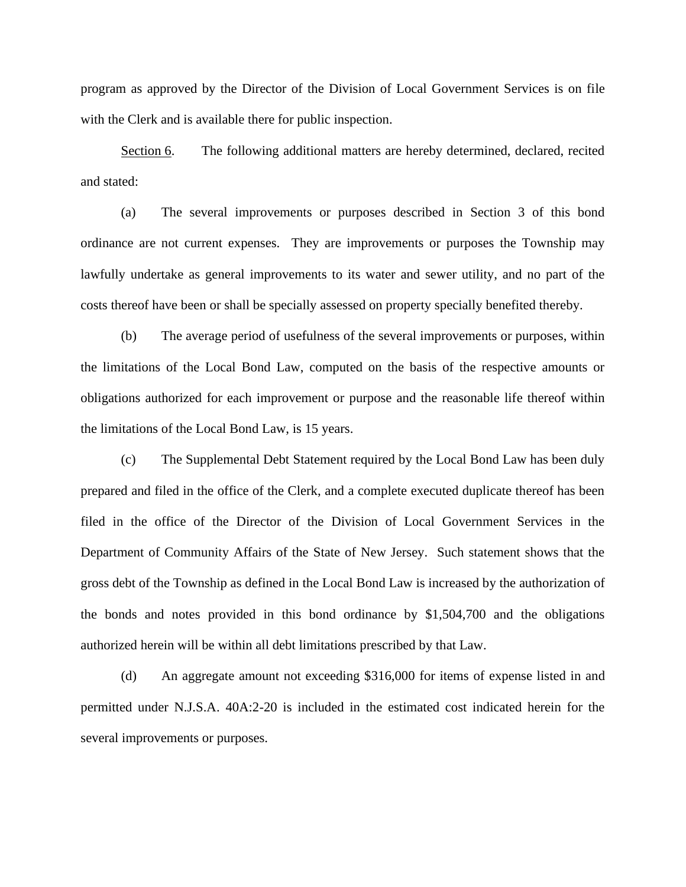program as approved by the Director of the Division of Local Government Services is on file with the Clerk and is available there for public inspection.

Section 6. The following additional matters are hereby determined, declared, recited and stated:

(a) The several improvements or purposes described in Section 3 of this bond ordinance are not current expenses. They are improvements or purposes the Township may lawfully undertake as general improvements to its water and sewer utility, and no part of the costs thereof have been or shall be specially assessed on property specially benefited thereby.

(b) The average period of usefulness of the several improvements or purposes, within the limitations of the Local Bond Law, computed on the basis of the respective amounts or obligations authorized for each improvement or purpose and the reasonable life thereof within the limitations of the Local Bond Law, is 15 years.

(c) The Supplemental Debt Statement required by the Local Bond Law has been duly prepared and filed in the office of the Clerk, and a complete executed duplicate thereof has been filed in the office of the Director of the Division of Local Government Services in the Department of Community Affairs of the State of New Jersey. Such statement shows that the gross debt of the Township as defined in the Local Bond Law is increased by the authorization of the bonds and notes provided in this bond ordinance by $1,504,700 and the obligations authorized herein will be within all debt limitations prescribed by that Law.

(d) An aggregate amount not exceeding $316,000 for items of expense listed in and permitted under N.J.S.A. 40A:2-20 is included in the estimated cost indicated herein for the several improvements or purposes.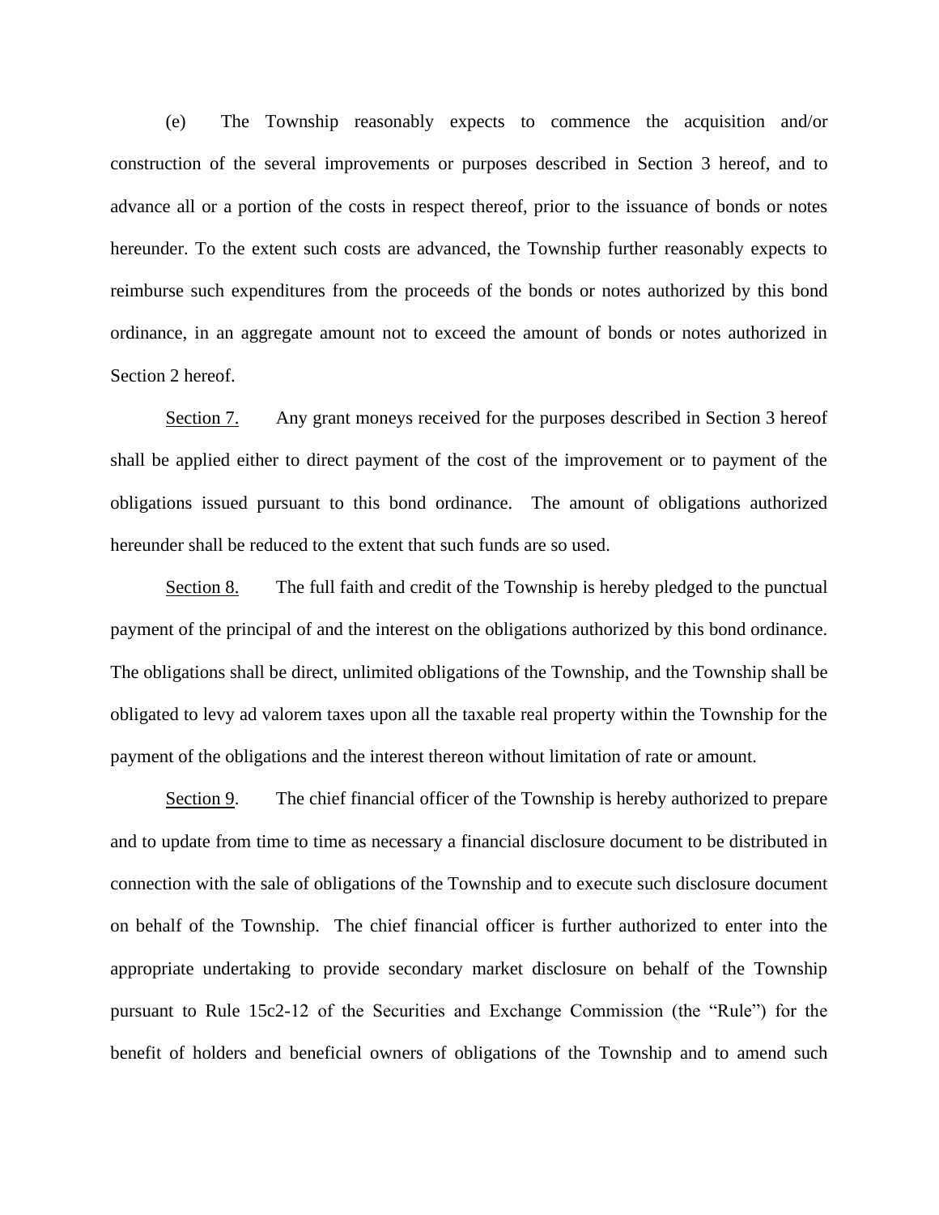(e) The Township reasonably expects to commence the acquisition and/or construction of the several improvements or purposes described in Section 3 hereof, and to advance all or a portion of the costs in respect thereof, prior to the issuance of bonds or notes hereunder. To the extent such costs are advanced, the Township further reasonably expects to reimburse such expenditures from the proceeds of the bonds or notes authorized by this bond ordinance, in an aggregate amount not to exceed the amount of bonds or notes authorized in Section 2 hereof.

Section 7. Any grant moneys received for the purposes described in Section 3 hereof shall be applied either to direct payment of the cost of the improvement or to payment of the obligations issued pursuant to this bond ordinance. The amount of obligations authorized hereunder shall be reduced to the extent that such funds are so used.

Section 8. The full faith and credit of the Township is hereby pledged to the punctual payment of the principal of and the interest on the obligations authorized by this bond ordinance. The obligations shall be direct, unlimited obligations of the Township, and the Township shall be obligated to levy ad valorem taxes upon all the taxable real property within the Township for the payment of the obligations and the interest thereon without limitation of rate or amount.

Section 9. The chief financial officer of the Township is hereby authorized to prepare and to update from time to time as necessary a financial disclosure document to be distributed in connection with the sale of obligations of the Township and to execute such disclosure document on behalf of the Township. The chief financial officer is further authorized to enter into the appropriate undertaking to provide secondary market disclosure on behalf of the Township pursuant to Rule 15c2-12 of the Securities and Exchange Commission (the "Rule") for the benefit of holders and beneficial owners of obligations of the Township and to amend such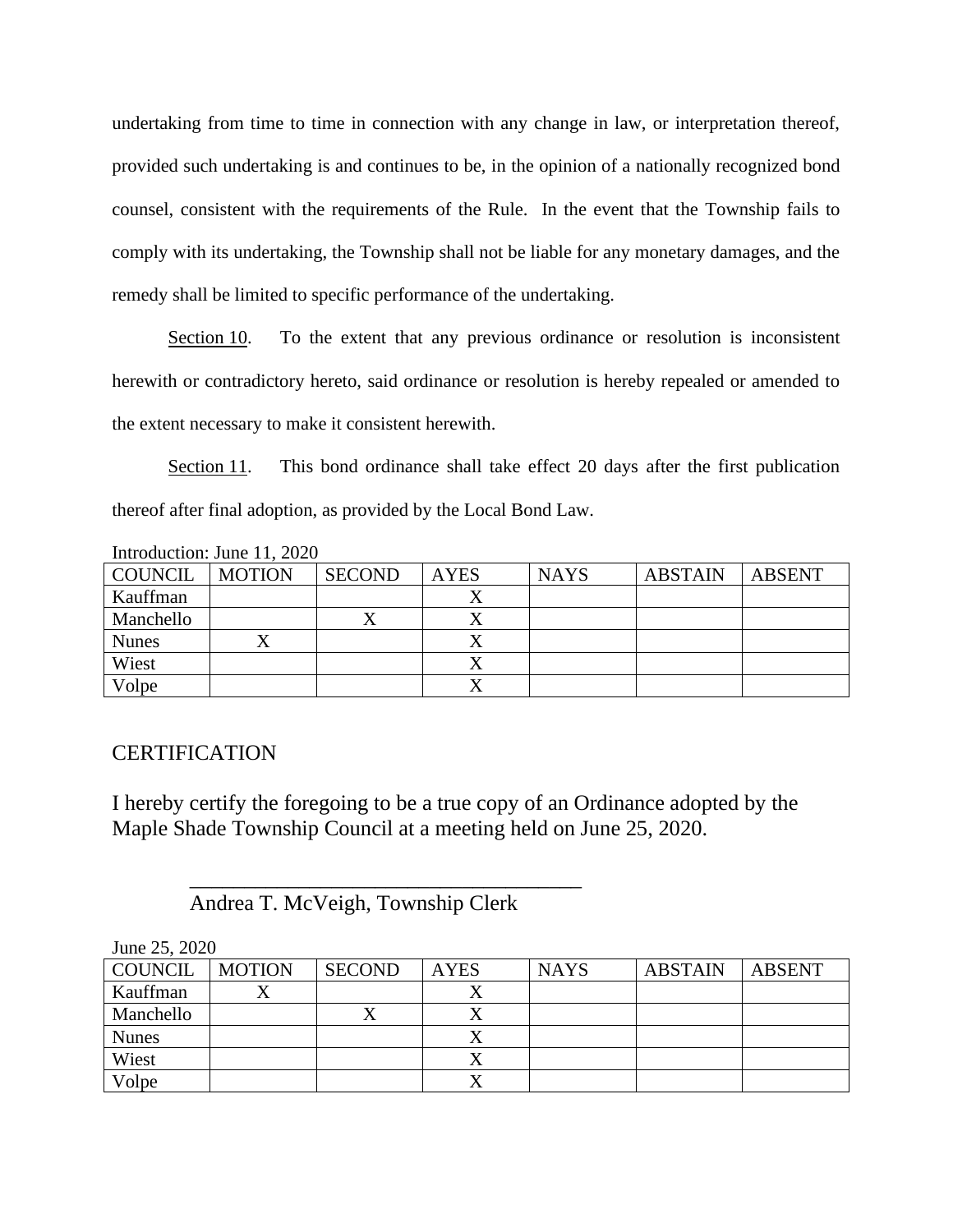undertaking from time to time in connection with any change in law, or interpretation thereof, provided such undertaking is and continues to be, in the opinion of a nationally recognized bond counsel, consistent with the requirements of the Rule. In the event that the Township fails to comply with its undertaking, the Township shall not be liable for any monetary damages, and the remedy shall be limited to specific performance of the undertaking.

Section 10. To the extent that any previous ordinance or resolution is inconsistent herewith or contradictory hereto, said ordinance or resolution is hereby repealed or amended to the extent necessary to make it consistent herewith.

Section 11. This bond ordinance shall take effect 20 days after the first publication thereof after final adoption, as provided by the Local Bond Law.

Introduction: June 11, 2020

| COUNCIL | MOTION | SECOND | AYES | NAYS | ABSTAIN | ABSENT |
|---|---|---|---|---|---|---|
| Kauffman | | | X | | | |
| Manchello | | X | X | | | |
| Nunes | X | | X | | | |
| Wiest | | | X | | | |
| Volpe | | | X | | | |

CERTIFICATION

I hereby certify the foregoing to be a true copy of an Ordinance adopted by the Maple Shade Township Council at a meeting held on June 25, 2020.

\_\_\_\_\_\_\_\_\_\_\_\_\_\_\_\_\_\_\_\_\_\_\_\_\_\_\_\_\_\_\_\_\_\_\_\_\_\_

Andrea T. McVeigh, Township Clerk

June 25, 2020

| COUNCIL | MOTION | SECOND | AYES | NAYS | ABSTAIN | ABSENT |
|---|---|---|---|---|---|---|
| Kauffman | X | | X | | | |
| Manchello | | X | X | | | |
| Nunes | | | X | | | |
| Wiest | | | X | | | |
| Volpe | | | X | | | |